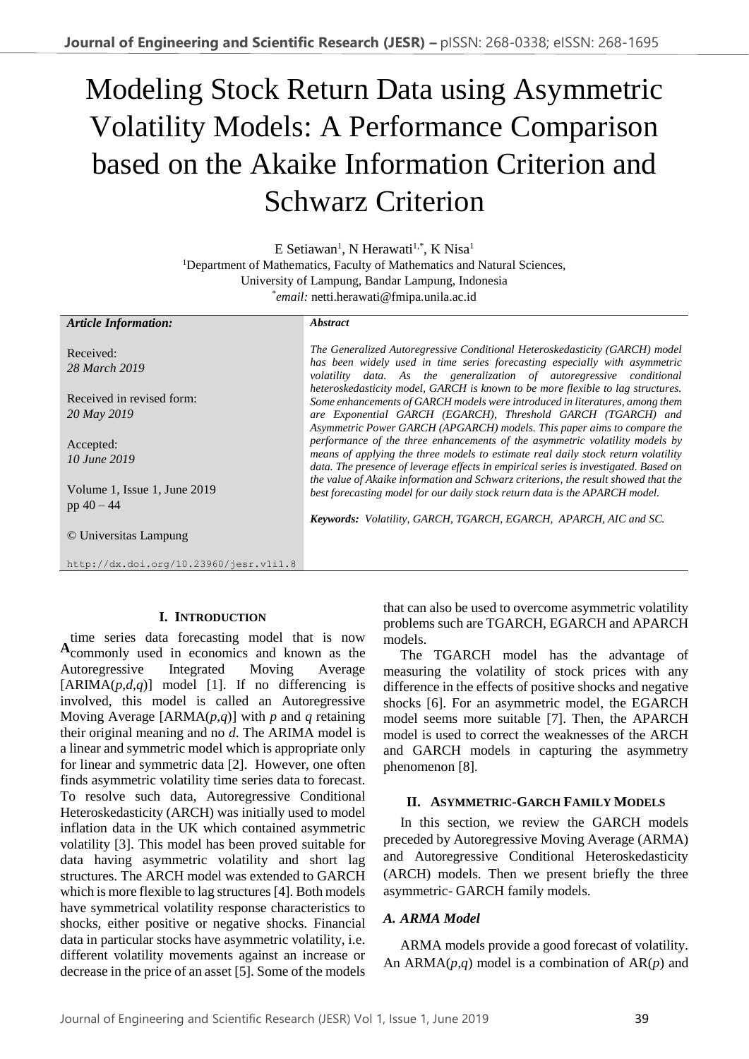# Modeling Stock Return Data using Asymmetric Volatility Models: A Performance Comparison based on the Akaike Information Criterion and Schwarz Criterion

E Setiawan[1], N Herawati[1,*], K Nisa[1]

[1]Department of Mathematics, Faculty of Mathematics and Natural Sciences, University of Lampung, Bandar Lampung, Indonesia

[*]*email:* netti.herawati@fmipa.unila.ac.id

***Article Information:***

Received:
*28 March 2019*

Received in revised form:
*20 May 2019*

Accepted:
*10 June 2019*

Volume 1, Issue 1, June 2019
pp 40 – 44

© Universitas Lampung

http://dx.doi.org/10.23960/jesr.v1i1.8

***Abstract***

*The Generalized Autoregressive Conditional Heteroskedasticity (GARCH) model has been widely used in time series forecasting especially with asymmetric volatility data. As the generalization of autoregressive conditional heteroskedasticity model, GARCH is known to be more flexible to lag structures. Some enhancements of GARCH models were introduced in literatures, among them are Exponential GARCH (EGARCH), Threshold GARCH (TGARCH) and Asymmetric Power GARCH (APGARCH) models. This paper aims to compare the performance of the three enhancements of the asymmetric volatility models by means of applying the three models to estimate real daily stock return volatility data. The presence of leverage effects in empirical series is investigated. Based on the value of Akaike information and Schwarz criterions, the result showed that the best forecasting model for our daily stock return data is the APARCH model.*

***Keywords:*** *Volatility, GARCH, TGARCH, EGARCH, APARCH, AIC and SC.*

## I. Introduction

A time series data forecasting model that is now commonly used in economics and known as the Autoregressive Integrated Moving Average [ARIMA($p$,$d$,$q$)] model [1]. If no differencing is involved, this model is called an Autoregressive Moving Average [ARMA($p$,$q$)] with $p$ and $q$ retaining their original meaning and no $d$. The ARIMA model is a linear and symmetric model which is appropriate only for linear and symmetric data [2]. However, one often finds asymmetric volatility time series data to forecast. To resolve such data, Autoregressive Conditional Heteroskedasticity (ARCH) was initially used to model inflation data in the UK which contained asymmetric volatility [3]. This model has been proved suitable for data having asymmetric volatility and short lag structures. The ARCH model was extended to GARCH which is more flexible to lag structures [4]. Both models have symmetrical volatility response characteristics to shocks, either positive or negative shocks. Financial data in particular stocks have asymmetric volatility, i.e. different volatility movements against an increase or decrease in the price of an asset [5]. Some of the models that can also be used to overcome asymmetric volatility problems such are TGARCH, EGARCH and APARCH models.

The TGARCH model has the advantage of measuring the volatility of stock prices with any difference in the effects of positive shocks and negative shocks [6]. For an asymmetric model, the EGARCH model seems more suitable [7]. Then, the APARCH model is used to correct the weaknesses of the ARCH and GARCH models in capturing the asymmetry phenomenon [8].

## II. Asymmetric-GARCH Family Models

In this section, we review the GARCH models preceded by Autoregressive Moving Average (ARMA) and Autoregressive Conditional Heteroskedasticity (ARCH) models. Then we present briefly the three asymmetric- GARCH family models.

### A. ARMA Model

ARMA models provide a good forecast of volatility. An ARMA($p$,$q$) model is a combination of AR($p$) and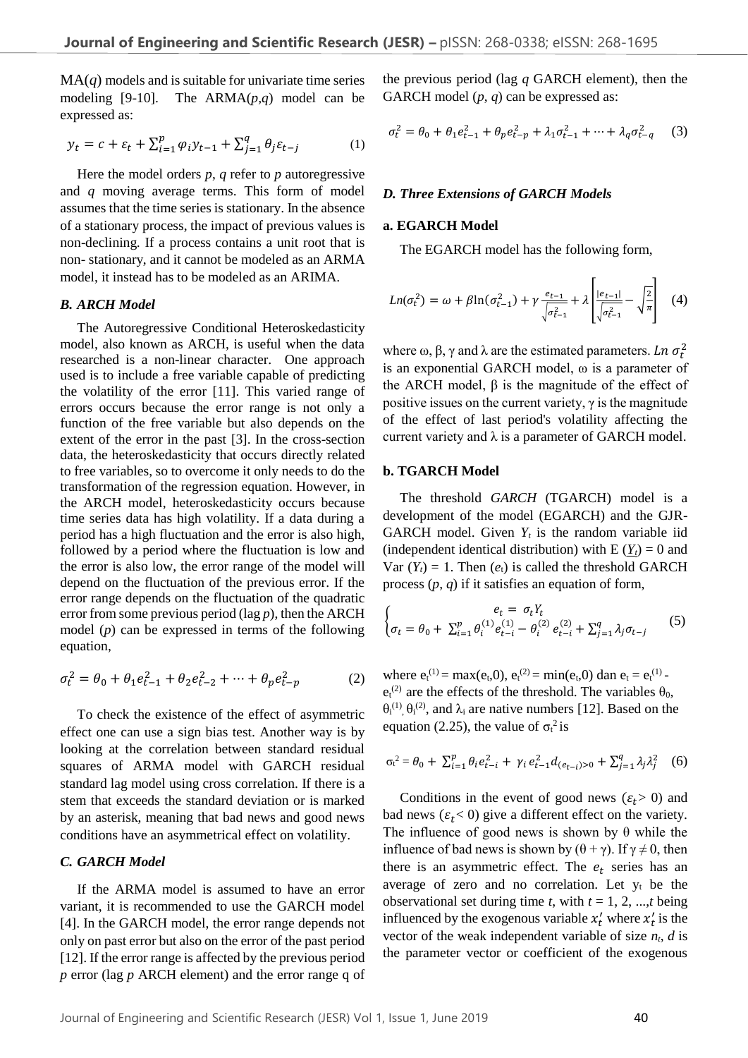MA($q$) models and is suitable for univariate time series modeling [9-10]. The ARMA($p$,$q$) model can be expressed as:

$$y_t = c + \varepsilon_t + \sum_{i=1}^{p} \varphi_i y_{t-1} + \sum_{j=1}^{q} \theta_j \varepsilon_{t-j} \quad (1)$$

Here the model orders $p$, $q$ refer to $p$ autoregressive and $q$ moving average terms. This form of model assumes that the time series is stationary. In the absence of a stationary process, the impact of previous values is non-declining. If a process contains a unit root that is non- stationary, and it cannot be modeled as an ARMA model, it instead has to be modeled as an ARIMA.

### *B. ARCH Model*

The Autoregressive Conditional Heteroskedasticity model, also known as ARCH, is useful when the data researched is a non-linear character. One approach used is to include a free variable capable of predicting the volatility of the error [11]. This varied range of errors occurs because the error range is not only a function of the free variable but also depends on the extent of the error in the past [3]. In the cross-section data, the heteroskedasticity that occurs directly related to free variables, so to overcome it only needs to do the transformation of the regression equation. However, in the ARCH model, heteroskedasticity occurs because time series data has high volatility. If a data during a period has a high fluctuation and the error is also high, followed by a period where the fluctuation is low and the error is also low, the error range of the model will depend on the fluctuation of the previous error. If the error range depends on the fluctuation of the quadratic error from some previous period (lag $p$), then the ARCH model ($p$) can be expressed in terms of the following equation,

$$\sigma_t^2 = \theta_0 + \theta_1 e_{t-1}^2 + \theta_2 e_{t-2}^2 + \cdots + \theta_p e_{t-p}^2 \quad (2)$$

To check the existence of the effect of asymmetric effect one can use a sign bias test. Another way is by looking at the correlation between standard residual squares of ARMA model with GARCH residual standard lag model using cross correlation. If there is a stem that exceeds the standard deviation or is marked by an asterisk, meaning that bad news and good news conditions have an asymmetrical effect on volatility.

### *C. GARCH Model*

If the ARMA model is assumed to have an error variant, it is recommended to use the GARCH model [4]. In the GARCH model, the error range depends not only on past error but also on the error of the past period [12]. If the error range is affected by the previous period $p$ error (lag $p$ ARCH element) and the error range q of the previous period (lag $q$ GARCH element), then the GARCH model ($p$, $q$) can be expressed as:

$$\sigma_t^2 = \theta_0 + \theta_1 e_{t-1}^2 + \theta_p e_{t-p}^2 + \lambda_1 \sigma_{t-1}^2 + \cdots + \lambda_q \sigma_{t-q}^2 \quad (3)$$

### *D. Three Extensions of GARCH Models*

#### a. EGARCH Model

The EGARCH model has the following form,

$$Ln(\sigma_t^2) = \omega + \beta \ln(\sigma_{t-1}^2) + \gamma \frac{e_{t-1}}{\sqrt{\sigma_{t-1}^2}} + \lambda \left[ \frac{|e_{t-1}|}{\sqrt{\sigma_{t-1}^2}} - \sqrt{\frac{2}{\pi}} \right] \quad (4)$$

where ω, β, γ and λ are the estimated parameters. $Ln\ \sigma_t^2$ is an exponential GARCH model, ω is a parameter of the ARCH model, β is the magnitude of the effect of positive issues on the current variety, γ is the magnitude of the effect of last period's volatility affecting the current variety and λ is a parameter of GARCH model.

#### b. TGARCH Model

The threshold *GARCH* (TGARCH) model is a development of the model (EGARCH) and the GJR-GARCH model. Given $Y_t$ is the random variable iid (independent identical distribution) with E ($\underline{Y_t}$) = 0 and Var ($Y_t$) = 1. Then ($e_t$) is called the threshold GARCH process ($p$, $q$) if it satisfies an equation of form,

$$\begin{cases} e_t = \sigma_t Y_t \\ \sigma_t = \theta_0 + \sum_{i=1}^{p} \theta_i^{(1)} e_{t-i}^{(1)} - \theta_i^{(2)} e_{t-i}^{(2)} + \sum_{j=1}^{q} \lambda_j \sigma_{t-j} \end{cases} \quad (5)$$

where $e_t^{(1)} = \max(e_t,0)$, $e_t^{(2)} = \min(e_t,0)$ dan $e_t = e_t^{(1)} - e_t^{(2)}$ are the effects of the threshold. The variables $\theta_0$, $\theta_i^{(1)}$, $\theta_i^{(2)}$, and $\lambda_i$ are native numbers [12]. Based on the equation (2.25), the value of $\sigma_t^2$ is

$$\sigma_t^2 = \theta_0 + \sum_{i=1}^{p} \theta_i e_{t-i}^2 + \gamma_i e_{t-1}^2 d_{(e_{t-i})>0} + \sum_{j=1}^{q} \lambda_j \lambda_j^2 \quad (6)$$

Conditions in the event of good news ($\varepsilon_t > 0$) and bad news ($\varepsilon_t < 0$) give a different effect on the variety. The influence of good news is shown by θ while the influence of bad news is shown by (θ + γ). If γ ≠ 0, then there is an asymmetric effect. The $e_t$ series has an average of zero and no correlation. Let $y_t$ be the observational set during time $t$, with $t$ = 1, 2, ...,$t$ being influenced by the exogenous variable $x_t'$ where $x_t'$ is the vector of the weak independent variable of size $n_t$, $d$ is the parameter vector or coefficient of the exogenous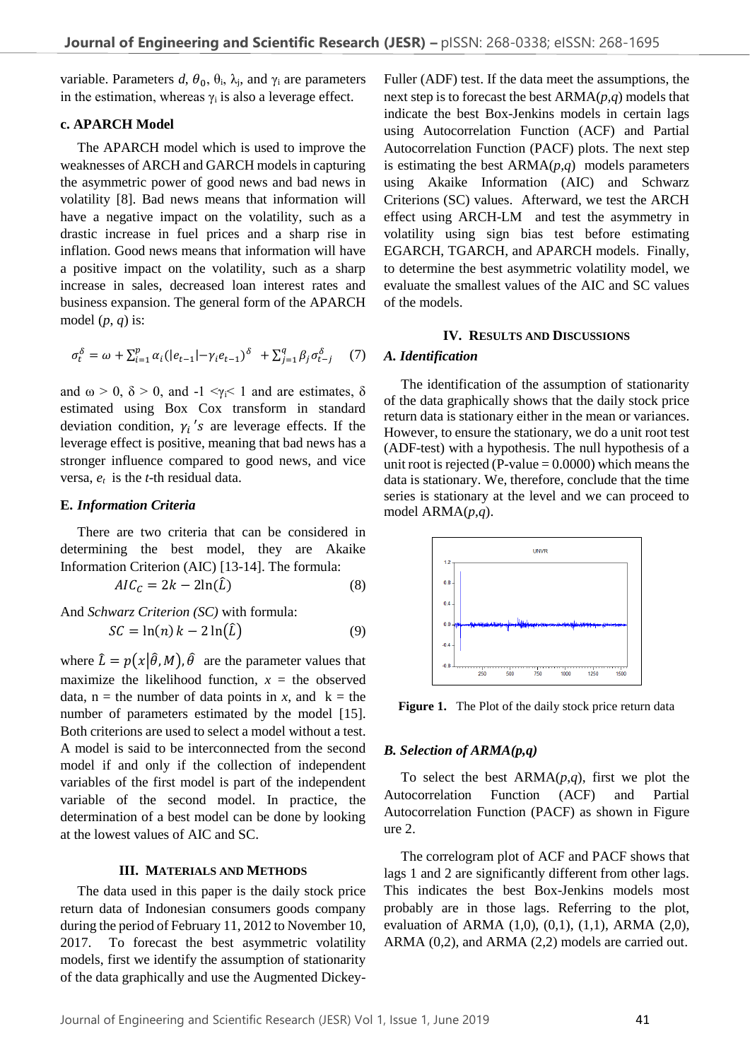variable. Parameters $d$, $\theta_0$, $\theta_i$, $\lambda_j$, and $\gamma_i$ are parameters in the estimation, whereas $\gamma_i$ is also a leverage effect.

### c. APARCH Model

The APARCH model which is used to improve the weaknesses of ARCH and GARCH models in capturing the asymmetric power of good news and bad news in volatility [8]. Bad news means that information will have a negative impact on the volatility, such as a drastic increase in fuel prices and a sharp rise in inflation. Good news means that information will have a positive impact on the volatility, such as a sharp increase in sales, decreased loan interest rates and business expansion. The general form of the APARCH model ($p$, $q$) is:

$$\sigma_t^{\delta} = \omega + \sum_{i=1}^{p} \alpha_i (|e_{t-1}| - \gamma_i e_{t-1})^{\delta} + \sum_{j=1}^{q} \beta_j \sigma_{t-j}^{\delta} \quad (7)$$

and $\omega > 0$, $\delta > 0$, and $-1 < \gamma_i < 1$ and are estimates, $\delta$ estimated using Box Cox transform in standard deviation condition, $\gamma_i$'s are leverage effects. If the leverage effect is positive, meaning that bad news has a stronger influence compared to good news, and vice versa, $e_t$ is the $t$-th residual data.

### E. *Information Criteria*

There are two criteria that can be considered in determining the best model, they are Akaike Information Criterion (AIC) [13-14]. The formula:

$$AIC_C = 2k - 2\ln(\hat{L}) \quad (8)$$

And *Schwarz Criterion (SC)* with formula:

$$SC = \ln(n)\, k - 2\ln(\hat{L}) \quad (9)$$

where $\hat{L} = p(x|\hat{\theta}, M)$, $\hat{\theta}$ are the parameter values that maximize the likelihood function, $x$ = the observed data, n = the number of data points in $x$, and k = the number of parameters estimated by the model [15]. Both criterions are used to select a model without a test. A model is said to be interconnected from the second model if and only if the collection of independent variables of the first model is part of the independent variable of the second model. In practice, the determination of a best model can be done by looking at the lowest values of AIC and SC.

## III. Materials and Methods

The data used in this paper is the daily stock price return data of Indonesian consumers goods company during the period of February 11, 2012 to November 10, 2017. To forecast the best asymmetric volatility models, first we identify the assumption of stationarity of the data graphically and use the Augmented Dickey-Fuller (ADF) test. If the data meet the assumptions, the next step is to forecast the best ARMA($p$,$q$) models that indicate the best Box-Jenkins models in certain lags using Autocorrelation Function (ACF) and Partial Autocorrelation Function (PACF) plots. The next step is estimating the best ARMA($p$,$q$) models parameters using Akaike Information (AIC) and Schwarz Criterions (SC) values. Afterward, we test the ARCH effect using ARCH-LM and test the asymmetry in volatility using sign bias test before estimating EGARCH, TGARCH, and APARCH models. Finally, to determine the best asymmetric volatility model, we evaluate the smallest values of the AIC and SC values of the models.

## IV. Results and Discussions

### A. *Identification*

The identification of the assumption of stationarity of the data graphically shows that the daily stock price return data is stationary either in the mean or variances. However, to ensure the stationarity, we do a unit root test (ADF-test) with a hypothesis. The null hypothesis of a unit root is rejected (P-value = 0.0000) which means the data is stationary. We, therefore, conclude that the time series is stationary at the level and we can proceed to model ARMA($p$,$q$).

**Figure 1.** The Plot of the daily stock price return data

### B. *Selection of ARMA(p,q)*

To select the best ARMA($p$,$q$), first we plot the Autocorrelation Function (ACF) and Partial Autocorrelation Function (PACF) as shown in Figure ure 2.

The correlogram plot of ACF and PACF shows that lags 1 and 2 are significantly different from other lags. This indicates the best Box-Jenkins models most probably are in those lags. Referring to the plot, evaluation of ARMA (1,0), (0,1), (1,1), ARMA (2,0), ARMA (0,2), and ARMA (2,2) models are carried out.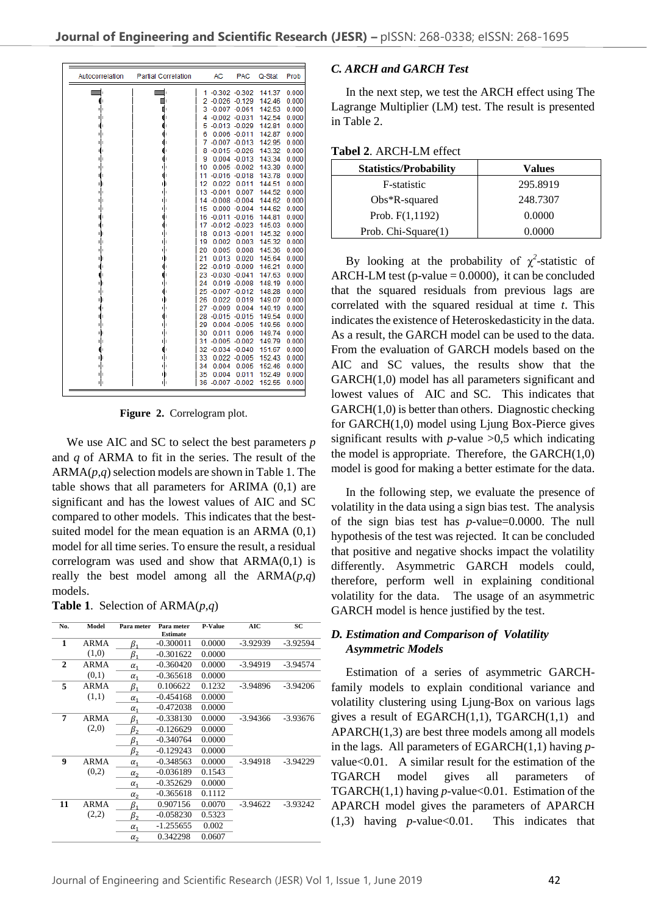| | Autocorrelation | Partial Correlation | AC | PAC | Q-Stat | Prob |
|---|---|---|---|---|---|---|
| 1 | | | -0.302 | -0.302 | 141.37 | 0.000 |
| 2 | | | -0.026 | -0.129 | 142.46 | 0.000 |
| 3 | | | -0.007 | -0.061 | 142.53 | 0.000 |
| 4 | | | -0.002 | -0.031 | 142.54 | 0.000 |
| 5 | | | -0.013 | -0.029 | 142.81 | 0.000 |
| 6 | | | 0.006 | -0.011 | 142.87 | 0.000 |
| 7 | | | -0.007 | -0.013 | 142.95 | 0.000 |
| 8 | | | -0.015 | -0.026 | 143.32 | 0.000 |
| 9 | | | 0.004 | -0.013 | 143.34 | 0.000 |
| 10 | | | 0.005 | -0.002 | 143.39 | 0.000 |
| 11 | | | -0.016 | -0.018 | 143.78 | 0.000 |
| 12 | | | 0.022 | 0.011 | 144.51 | 0.000 |
| 13 | | | -0.001 | 0.007 | 144.52 | 0.000 |
| 14 | | | -0.008 | -0.004 | 144.62 | 0.000 |
| 15 | | | 0.000 | -0.004 | 144.62 | 0.000 |
| 16 | | | -0.011 | -0.016 | 144.81 | 0.000 |
| 17 | | | -0.012 | -0.023 | 145.03 | 0.000 |
| 18 | | | 0.013 | -0.001 | 145.32 | 0.000 |
| 19 | | | 0.002 | 0.003 | 145.32 | 0.000 |
| 20 | | | 0.005 | 0.008 | 145.36 | 0.000 |
| 21 | | | 0.013 | 0.020 | 145.64 | 0.000 |
| 22 | | | -0.019 | -0.009 | 146.21 | 0.000 |
| 23 | | | -0.030 | -0.041 | 147.63 | 0.000 |
| 24 | | | 0.019 | -0.008 | 148.19 | 0.000 |
| 25 | | | -0.007 | -0.012 | 148.28 | 0.000 |
| 26 | | | 0.022 | 0.019 | 149.07 | 0.000 |
| 27 | | | -0.009 | 0.004 | 149.19 | 0.000 |
| 28 | | | -0.015 | -0.015 | 149.54 | 0.000 |
| 29 | | | 0.004 | -0.005 | 149.56 | 0.000 |
| 30 | | | 0.011 | 0.006 | 149.74 | 0.000 |
| 31 | | | -0.005 | -0.002 | 149.79 | 0.000 |
| 32 | | | -0.034 | -0.040 | 151.67 | 0.000 |
| 33 | | | 0.022 | -0.005 | 152.43 | 0.000 |
| 34 | | | 0.004 | 0.005 | 152.46 | 0.000 |
| 35 | | | 0.004 | 0.011 | 152.49 | 0.000 |
| 36 | | | -0.007 | -0.002 | 152.55 | 0.000 |

**Figure 2.** Correlogram plot.

We use AIC and SC to select the best parameters *p* and *q* of ARMA to fit in the series. The result of the ARMA(*p*,*q*) selection models are shown in Table 1. The table shows that all parameters for ARIMA (0,1) are significant and has the lowest values of AIC and SC compared to other models. This indicates that the best-suited model for the mean equation is an ARMA (0,1) model for all time series. To ensure the result, a residual correlogram was used and show that ARMA(0,1) is really the best model among all the ARMA(*p*,*q*) models.

**Table 1**. Selection of ARMA(*p*,*q*)

| No. | Model | Para meter | Para meter Estimate | P-Value | AIC | SC |
|---|---|---|---|---|---|---|
| 1 | ARMA (1,0) | $\beta_1$ | -0.300011 | 0.0000 | -3.92939 | -3.92594 |
| | | $\beta_1$ | -0.301622 | 0.0000 | | |
| 2 | ARMA (0,1) | $\alpha_1$ | -0.360420 | 0.0000 | -3.94919 | -3.94574 |
| | | $\alpha_1$ | -0.365618 | 0.0000 | | |
| 5 | ARMA (1,1) | $\beta_1$ | 0.106622 | 0.1232 | -3.94896 | -3.94206 |
| | | $\alpha_1$ | -0.454168 | 0.0000 | | |
| | | $\alpha_1$ | -0.472038 | 0.0000 | | |
| 7 | ARMA (2,0) | $\beta_1$ | -0.338130 | 0.0000 | -3.94366 | -3.93676 |
| | | $\beta_2$ | -0.126629 | 0.0000 | | |
| | | $\beta_1$ | -0.340764 | 0.0000 | | |
| | | $\beta_2$ | -0.129243 | 0.0000 | | |
| 9 | ARMA (0,2) | $\alpha_1$ | -0.348563 | 0.0000 | -3.94918 | -3.94229 |
| | | $\alpha_2$ | -0.036189 | 0.1543 | | |
| | | $\alpha_1$ | -0.352629 | 0.0000 | | |
| | | $\alpha_2$ | -0.365618 | 0.1112 | | |
| 11 | ARMA (2,2) | $\beta_1$ | 0.907156 | 0.0070 | -3.94622 | -3.93242 |
| | | $\beta_2$ | -0.058230 | 0.5323 | | |
| | | $\alpha_1$ | -1.255655 | 0.002 | | |
| | | $\alpha_2$ | 0.342298 | 0.0607 | | |

### *C. ARCH and GARCH Test*

In the next step, we test the ARCH effect using The Lagrange Multiplier (LM) test. The result is presented in Table 2.

**Tabel 2**. ARCH-LM effect

| Statistics/Probability | Values |
|---|---|
| F-statistic | 295.8919 |
| Obs*R-squared | 248.7307 |
| Prob. F(1,1192) | 0.0000 |
| Prob. Chi-Square(1) | 0.0000 |

By looking at the probability of $\chi^2$-statistic of ARCH-LM test (p-value = 0.0000), it can be concluded that the squared residuals from previous lags are correlated with the squared residual at time *t*. This indicates the existence of Heteroskedasticity in the data. As a result, the GARCH model can be used to the data. From the evaluation of GARCH models based on the AIC and SC values, the results show that the GARCH(1,0) model has all parameters significant and lowest values of AIC and SC. This indicates that GARCH(1,0) is better than others. Diagnostic checking for GARCH(1,0) model using Ljung Box-Pierce gives significant results with *p*-value >0,5 which indicating the model is appropriate. Therefore, the GARCH(1,0) model is good for making a better estimate for the data.

In the following step, we evaluate the presence of volatility in the data using a sign bias test. The analysis of the sign bias test has *p*-value=0.0000. The null hypothesis of the test was rejected. It can be concluded that positive and negative shocks impact the volatility differently. Asymmetric GARCH models could, therefore, perform well in explaining conditional volatility for the data. The usage of an asymmetric GARCH model is hence justified by the test.

### *D. Estimation and Comparison of Volatility Asymmetric Models*

Estimation of a series of asymmetric GARCH-family models to explain conditional variance and volatility clustering using Ljung-Box on various lags gives a result of EGARCH(1,1), TGARCH(1,1) and APARCH(1,3) are best three models among all models in the lags. All parameters of EGARCH(1,1) having *p*-value<0.01. A similar result for the estimation of the TGARCH model gives all parameters of TGARCH(1,1) having *p*-value<0.01. Estimation of the APARCH model gives the parameters of APARCH (1,3) having *p*-value<0.01. This indicates that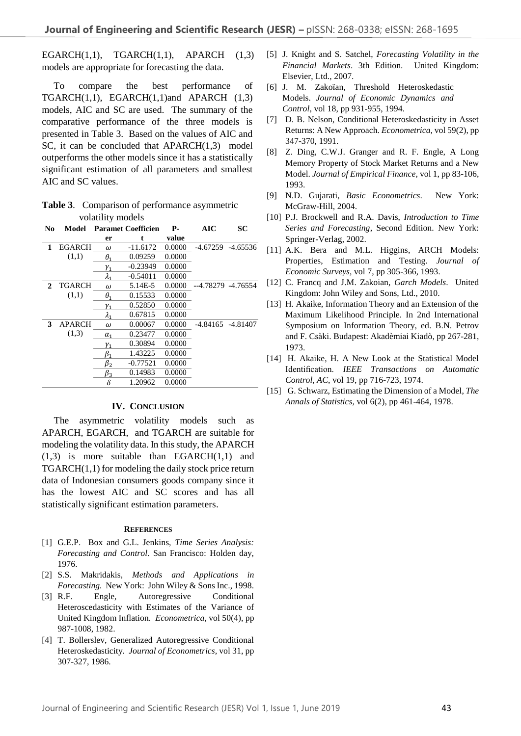EGARCH(1,1), TGARCH(1,1), APARCH (1,3) models are appropriate for forecasting the data.

To compare the best performance of TGARCH(1,1), EGARCH(1,1)and APARCH (1,3) models, AIC and SC are used. The summary of the comparative performance of the three models is presented in Table 3. Based on the values of AIC and SC, it can be concluded that APARCH(1,3) model outperforms the other models since it has a statistically significant estimation of all parameters and smallest AIC and SC values.

**Table 3**. Comparison of performance asymmetric volatility models

| No | Model | Parameter | Coefficient | P-value | AIC | SC |
|---|---|---|---|---|---|---|
| 1 | EGARCH (1,1) | $\omega$ | -11.6172 | 0.0000 | -4.67259 | -4.65536 |
| | | $\theta_1$ | 0.09259 | 0.0000 | | |
| | | $\gamma_1$ | -0.23949 | 0.0000 | | |
| | | $\lambda_1$ | -0.54011 | 0.0000 | | |
| 2 | TGARCH (1,1) | $\omega$ | 5.14E-5 | 0.0000 | --4.78279 | -4.76554 |
| | | $\theta_1$ | 0.15533 | 0.0000 | | |
| | | $\gamma_1$ | 0.52850 | 0.0000 | | |
| | | $\lambda_1$ | 0.67815 | 0.0000 | | |
| 3 | APARCH (1,3) | $\omega$ | 0.00067 | 0.0000 | -4.84165 | -4.81407 |
| | | $\alpha_1$ | 0.23477 | 0.0000 | | |
| | | $\gamma_1$ | 0.30894 | 0.0000 | | |
| | | $\beta_1$ | 1.43225 | 0.0000 | | |
| | | $\beta_2$ | -0.77521 | 0.0000 | | |
| | | $\beta_3$ | 0.14983 | 0.0000 | | |
| | | $\delta$ | 1.20962 | 0.0000 | | |

## IV. Conclusion

The asymmetric volatility models such as APARCH, EGARCH, and TGARCH are suitable for modeling the volatility data. In this study, the APARCH (1,3) is more suitable than EGARCH(1,1) and TGARCH(1,1) for modeling the daily stock price return data of Indonesian consumers goods company since it has the lowest AIC and SC scores and has all statistically significant estimation parameters.

## References

[1] G.E.P. Box and G.L. Jenkins, *Time Series Analysis: Forecasting and Control*. San Francisco: Holden day, 1976.

[2] S.S. Makridakis, *Methods and Applications in Forecasting.* New York: John Wiley & Sons Inc., 1998.

[3] R.F. Engle, Autoregressive Conditional Heteroscedasticity with Estimates of the Variance of United Kingdom Inflation. *Econometrica,* vol 50(4), pp 987-1008, 1982.

[4] T. Bollerslev, Generalized Autoregressive Conditional Heteroskedasticity. *Journal of Econometrics,* vol 31, pp 307-327, 1986.

[5] J. Knight and S. Satchel, *Forecasting Volatility in the Financial Markets*. 3th Edition. United Kingdom: Elsevier, Ltd., 2007.

[6] J. M. Zakoïan, Threshold Heteroskedastic Models. *Journal of Economic Dynamics and Control,* vol 18, pp 931-955, 1994.

[7] D. B. Nelson, Conditional Heteroskedasticity in Asset Returns: A New Approach. *Econometrica,* vol 59(2), pp 347-370, 1991.

[8] Z. Ding, C.W.J. Granger and R. F. Engle, A Long Memory Property of Stock Market Returns and a New Model. *Journal of Empirical Finance,* vol 1, pp 83-106, 1993.

[9] N.D. Gujarati, *Basic Econometrics*. New York: McGraw-Hill, 2004.

[10] P.J. Brockwell and R.A. Davis, *Introduction to Time Series and Forecasting*, Second Edition. New York: Springer-Verlag, 2002.

[11] A.K. Bera and M.L. Higgins, ARCH Models: Properties, Estimation and Testing. *Journal of Economic Surveys,* vol 7, pp 305-366, 1993.

[12] C. Francq and J.M. Zakoian, *Garch Models*. United Kingdom: John Wiley and Sons, Ltd., 2010.

[13] H. Akaike, Information Theory and an Extension of the Maximum Likelihood Principle. In 2nd International Symposium on Information Theory, ed. B.N. Petrov and F. Csàki. Budapest: Akadèmiai Kiadò, pp 267-281, 1973.

[14] H. Akaike, H. A New Look at the Statistical Model Identification. *IEEE Transactions on Automatic Control, AC*, vol 19, pp 716-723, 1974.

[15] G. Schwarz, Estimating the Dimension of a Model, *The Annals of Statistics,* vol 6(2), pp 461-464, 1978.